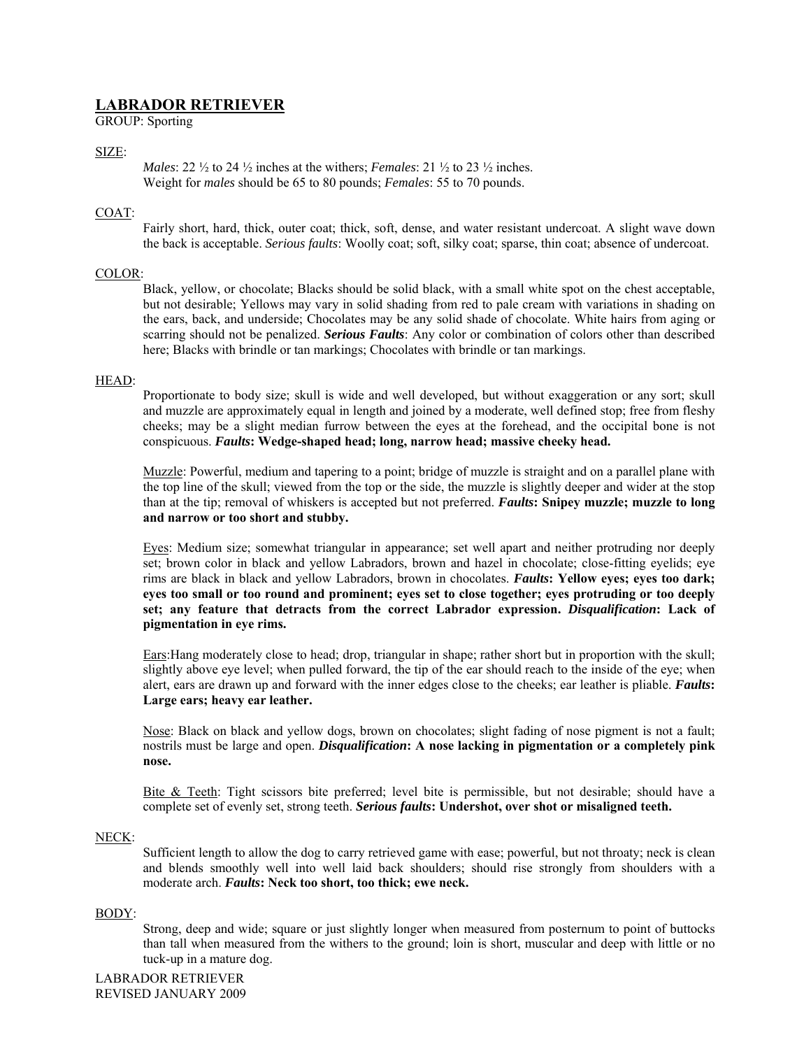# LABRADOR RETRIEVER

GROUP: Sporting

SIZE:

*Males*: 22 ½ to 24 ½ inches at the withers; *Females*: 21 ½ to 23 ½ inches.
Weight for *males* should be 65 to 80 pounds; *Females*: 55 to 70 pounds.

COAT:

Fairly short, hard, thick, outer coat; thick, soft, dense, and water resistant undercoat. A slight wave down the back is acceptable. *Serious faults*: Woolly coat; soft, silky coat; sparse, thin coat; absence of undercoat.

COLOR:

Black, yellow, or chocolate; Blacks should be solid black, with a small white spot on the chest acceptable, but not desirable; Yellows may vary in solid shading from red to pale cream with variations in shading on the ears, back, and underside; Chocolates may be any solid shade of chocolate. White hairs from aging or scarring should not be penalized. ***Serious Faults***: Any color or combination of colors other than described here; Blacks with brindle or tan markings; Chocolates with brindle or tan markings.

HEAD:

Proportionate to body size; skull is wide and well developed, but without exaggeration or any sort; skull and muzzle are approximately equal in length and joined by a moderate, well defined stop; free from fleshy cheeks; may be a slight median furrow between the eyes at the forehead, and the occipital bone is not conspicuous. ***Faults*: Wedge-shaped head; long, narrow head; massive cheeky head.**

Muzzle: Powerful, medium and tapering to a point; bridge of muzzle is straight and on a parallel plane with the top line of the skull; viewed from the top or the side, the muzzle is slightly deeper and wider at the stop than at the tip; removal of whiskers is accepted but not preferred. ***Faults*: Snipey muzzle; muzzle to long and narrow or too short and stubby.**

Eyes: Medium size; somewhat triangular in appearance; set well apart and neither protruding nor deeply set; brown color in black and yellow Labradors, brown and hazel in chocolate; close-fitting eyelids; eye rims are black in black and yellow Labradors, brown in chocolates. ***Faults*: Yellow eyes; eyes too dark; eyes too small or too round and prominent; eyes set to close together; eyes protruding or too deeply set; any feature that detracts from the correct Labrador expression. *Disqualification*: Lack of pigmentation in eye rims.**

Ears:Hang moderately close to head; drop, triangular in shape; rather short but in proportion with the skull; slightly above eye level; when pulled forward, the tip of the ear should reach to the inside of the eye; when alert, ears are drawn up and forward with the inner edges close to the cheeks; ear leather is pliable. ***Faults*: Large ears; heavy ear leather.**

Nose: Black on black and yellow dogs, brown on chocolates; slight fading of nose pigment is not a fault; nostrils must be large and open. ***Disqualification*: A nose lacking in pigmentation or a completely pink nose.**

Bite & Teeth: Tight scissors bite preferred; level bite is permissible, but not desirable; should have a complete set of evenly set, strong teeth. ***Serious faults*: Undershot, over shot or misaligned teeth.**

NECK:

Sufficient length to allow the dog to carry retrieved game with ease; powerful, but not throaty; neck is clean and blends smoothly well into well laid back shoulders; should rise strongly from shoulders with a moderate arch. ***Faults*: Neck too short, too thick; ewe neck.**

BODY:

Strong, deep and wide; square or just slightly longer when measured from posternum to point of buttocks than tall when measured from the withers to the ground; loin is short, muscular and deep with little or no tuck-up in a mature dog.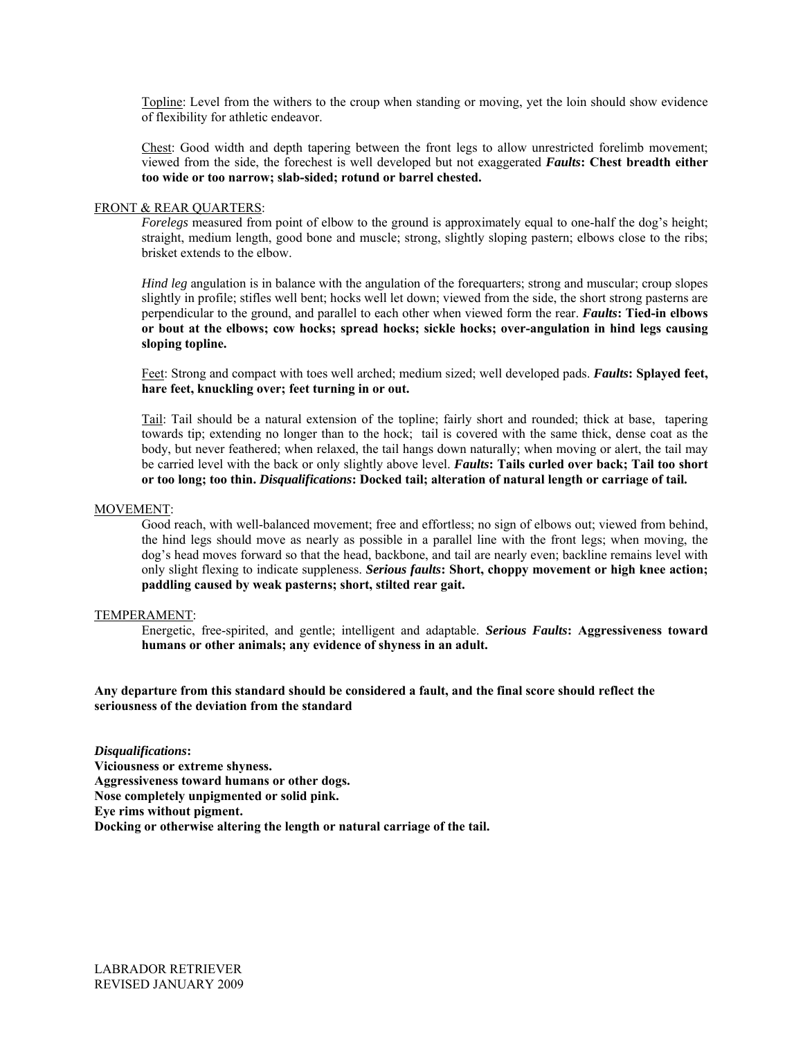Topline: Level from the withers to the croup when standing or moving, yet the loin should show evidence of flexibility for athletic endeavor.

Chest: Good width and depth tapering between the front legs to allow unrestricted forelimb movement; viewed from the side, the forechest is well developed but not exaggerated ***Faults*: Chest breadth either too wide or too narrow; slab-sided; rotund or barrel chested.**

FRONT & REAR QUARTERS:

*Forelegs* measured from point of elbow to the ground is approximately equal to one-half the dog's height; straight, medium length, good bone and muscle; strong, slightly sloping pastern; elbows close to the ribs; brisket extends to the elbow.

*Hind leg* angulation is in balance with the angulation of the forequarters; strong and muscular; croup slopes slightly in profile; stifles well bent; hocks well let down; viewed from the side, the short strong pasterns are perpendicular to the ground, and parallel to each other when viewed form the rear. ***Faults*: Tied-in elbows or bout at the elbows; cow hocks; spread hocks; sickle hocks; over-angulation in hind legs causing sloping topline.**

Feet: Strong and compact with toes well arched; medium sized; well developed pads. ***Faults*: Splayed feet, hare feet, knuckling over; feet turning in or out.**

Tail: Tail should be a natural extension of the topline; fairly short and rounded; thick at base, tapering towards tip; extending no longer than to the hock; tail is covered with the same thick, dense coat as the body, but never feathered; when relaxed, the tail hangs down naturally; when moving or alert, the tail may be carried level with the back or only slightly above level. ***Faults*: Tails curled over back; Tail too short or too long; too thin. *Disqualifications*: Docked tail; alteration of natural length or carriage of tail.**

MOVEMENT:

Good reach, with well-balanced movement; free and effortless; no sign of elbows out; viewed from behind, the hind legs should move as nearly as possible in a parallel line with the front legs; when moving, the dog's head moves forward so that the head, backbone, and tail are nearly even; backline remains level with only slight flexing to indicate suppleness. ***Serious faults*: Short, choppy movement or high knee action; paddling caused by weak pasterns; short, stilted rear gait.**

TEMPERAMENT:

Energetic, free-spirited, and gentle; intelligent and adaptable. ***Serious Faults*: Aggressiveness toward humans or other animals; any evidence of shyness in an adult.**

**Any departure from this standard should be considered a fault, and the final score should reflect the seriousness of the deviation from the standard**

***Disqualifications*:**
**Viciousness or extreme shyness.**
**Aggressiveness toward humans or other dogs.**
**Nose completely unpigmented or solid pink.**
**Eye rims without pigment.**
**Docking or otherwise altering the length or natural carriage of the tail.**

LABRADOR RETRIEVER
REVISED JANUARY 2009